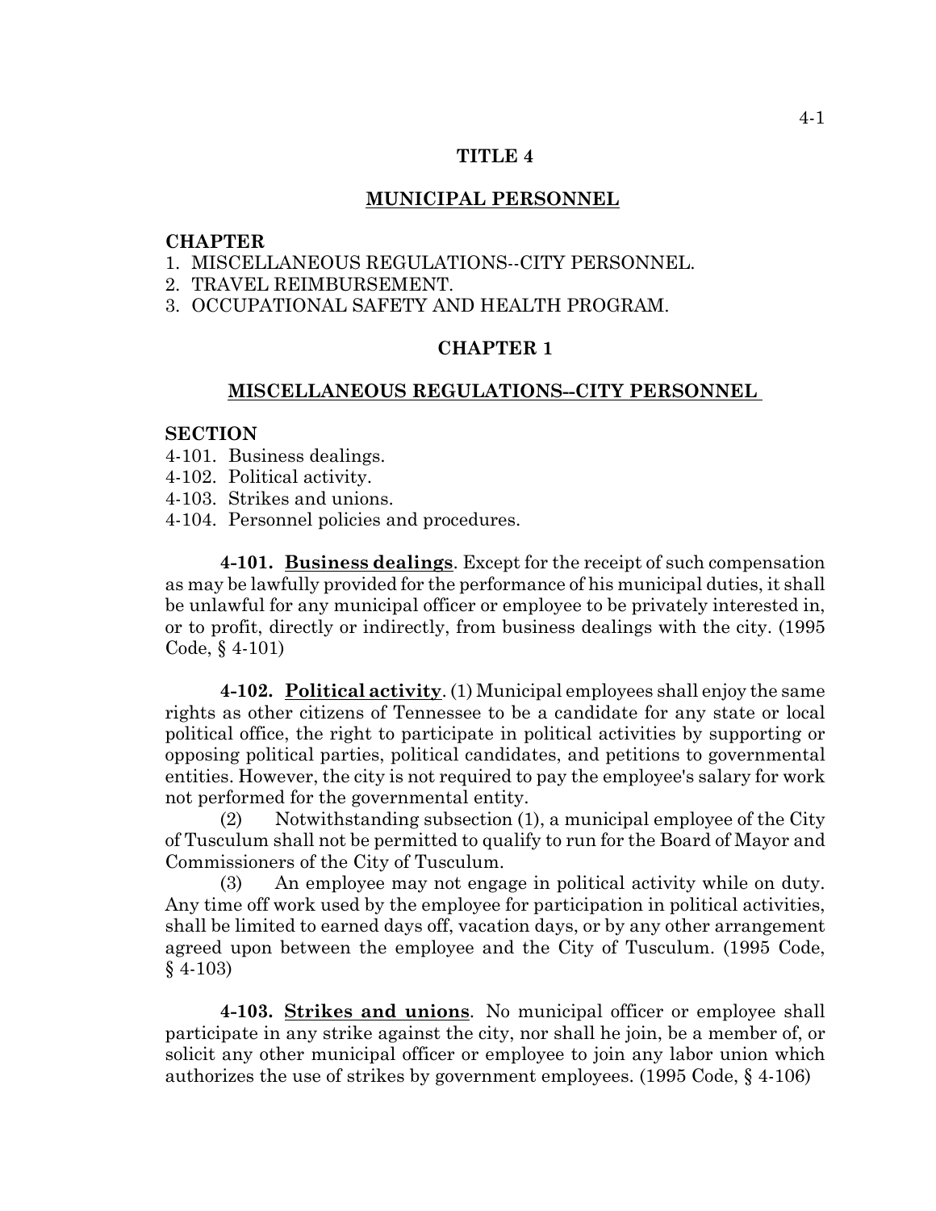# TITLE 4

## MUNICIPAL PERSONNEL

**CHAPTER**
1. MISCELLANEOUS REGULATIONS--CITY PERSONNEL.
2. TRAVEL REIMBURSEMENT.
3. OCCUPATIONAL SAFETY AND HEALTH PROGRAM.

## CHAPTER 1

## MISCELLANEOUS REGULATIONS--CITY PERSONNEL

**SECTION**
4-101. Business dealings.
4-102. Political activity.
4-103. Strikes and unions.
4-104. Personnel policies and procedures.

**4-101. Business dealings**. Except for the receipt of such compensation as may be lawfully provided for the performance of his municipal duties, it shall be unlawful for any municipal officer or employee to be privately interested in, or to profit, directly or indirectly, from business dealings with the city. (1995 Code, § 4-101)

**4-102. Political activity**. (1) Municipal employees shall enjoy the same rights as other citizens of Tennessee to be a candidate for any state or local political office, the right to participate in political activities by supporting or opposing political parties, political candidates, and petitions to governmental entities. However, the city is not required to pay the employee's salary for work not performed for the governmental entity.

(2) Notwithstanding subsection (1), a municipal employee of the City of Tusculum shall not be permitted to qualify to run for the Board of Mayor and Commissioners of the City of Tusculum.

(3) An employee may not engage in political activity while on duty. Any time off work used by the employee for participation in political activities, shall be limited to earned days off, vacation days, or by any other arrangement agreed upon between the employee and the City of Tusculum. (1995 Code, § 4-103)

**4-103. Strikes and unions**. No municipal officer or employee shall participate in any strike against the city, nor shall he join, be a member of, or solicit any other municipal officer or employee to join any labor union which authorizes the use of strikes by government employees. (1995 Code, § 4-106)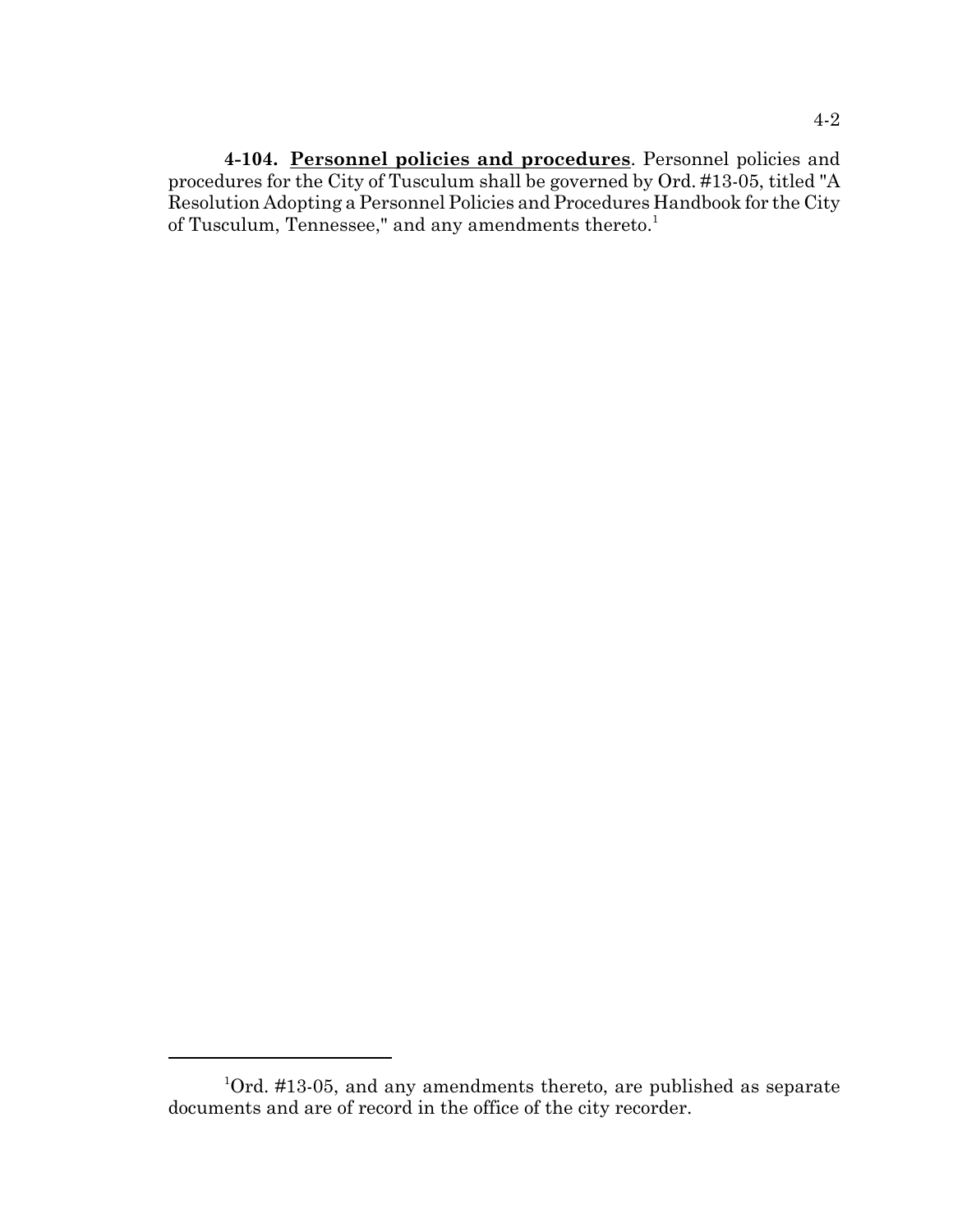**4-104. Personnel policies and procedures**. Personnel policies and procedures for the City of Tusculum shall be governed by Ord. #13-05, titled "A Resolution Adopting a Personnel Policies and Procedures Handbook for the City of Tusculum, Tennessee," and any amendments thereto.[1]

---

[1]Ord. #13-05, and any amendments thereto, are published as separate documents and are of record in the office of the city recorder.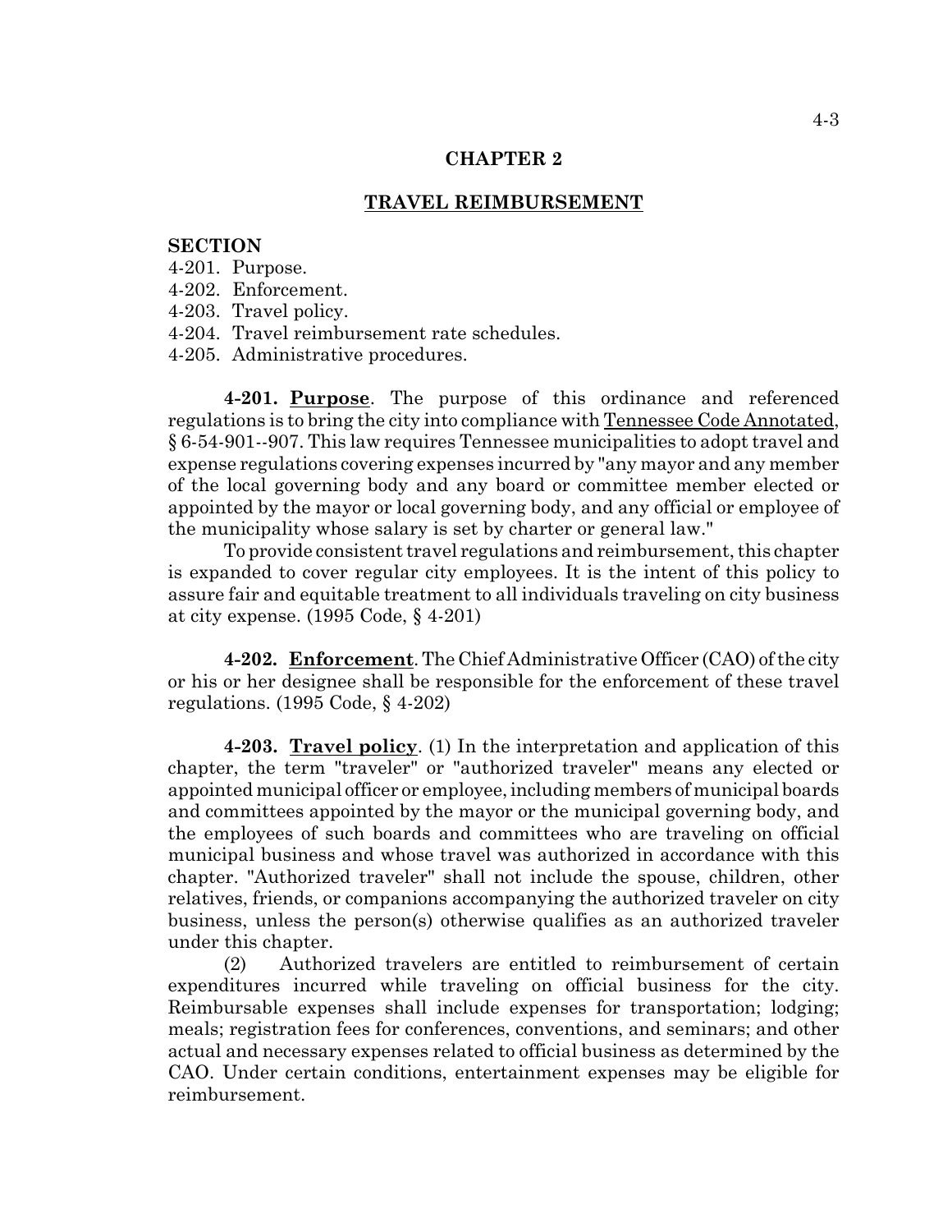## CHAPTER 2

## TRAVEL REIMBURSEMENT

**SECTION**

4-201. Purpose.
4-202. Enforcement.
4-203. Travel policy.
4-204. Travel reimbursement rate schedules.
4-205. Administrative procedures.

**4-201. Purpose**. The purpose of this ordinance and referenced regulations is to bring the city into compliance with Tennessee Code Annotated, § 6-54-901--907. This law requires Tennessee municipalities to adopt travel and expense regulations covering expenses incurred by "any mayor and any member of the local governing body and any board or committee member elected or appointed by the mayor or local governing body, and any official or employee of the municipality whose salary is set by charter or general law."

To provide consistent travel regulations and reimbursement, this chapter is expanded to cover regular city employees. It is the intent of this policy to assure fair and equitable treatment to all individuals traveling on city business at city expense. (1995 Code, § 4-201)

**4-202. Enforcement**. The Chief Administrative Officer (CAO) of the city or his or her designee shall be responsible for the enforcement of these travel regulations. (1995 Code, § 4-202)

**4-203. Travel policy**. (1) In the interpretation and application of this chapter, the term "traveler" or "authorized traveler" means any elected or appointed municipal officer or employee, including members of municipal boards and committees appointed by the mayor or the municipal governing body, and the employees of such boards and committees who are traveling on official municipal business and whose travel was authorized in accordance with this chapter. "Authorized traveler" shall not include the spouse, children, other relatives, friends, or companions accompanying the authorized traveler on city business, unless the person(s) otherwise qualifies as an authorized traveler under this chapter.

(2) Authorized travelers are entitled to reimbursement of certain expenditures incurred while traveling on official business for the city. Reimbursable expenses shall include expenses for transportation; lodging; meals; registration fees for conferences, conventions, and seminars; and other actual and necessary expenses related to official business as determined by the CAO. Under certain conditions, entertainment expenses may be eligible for reimbursement.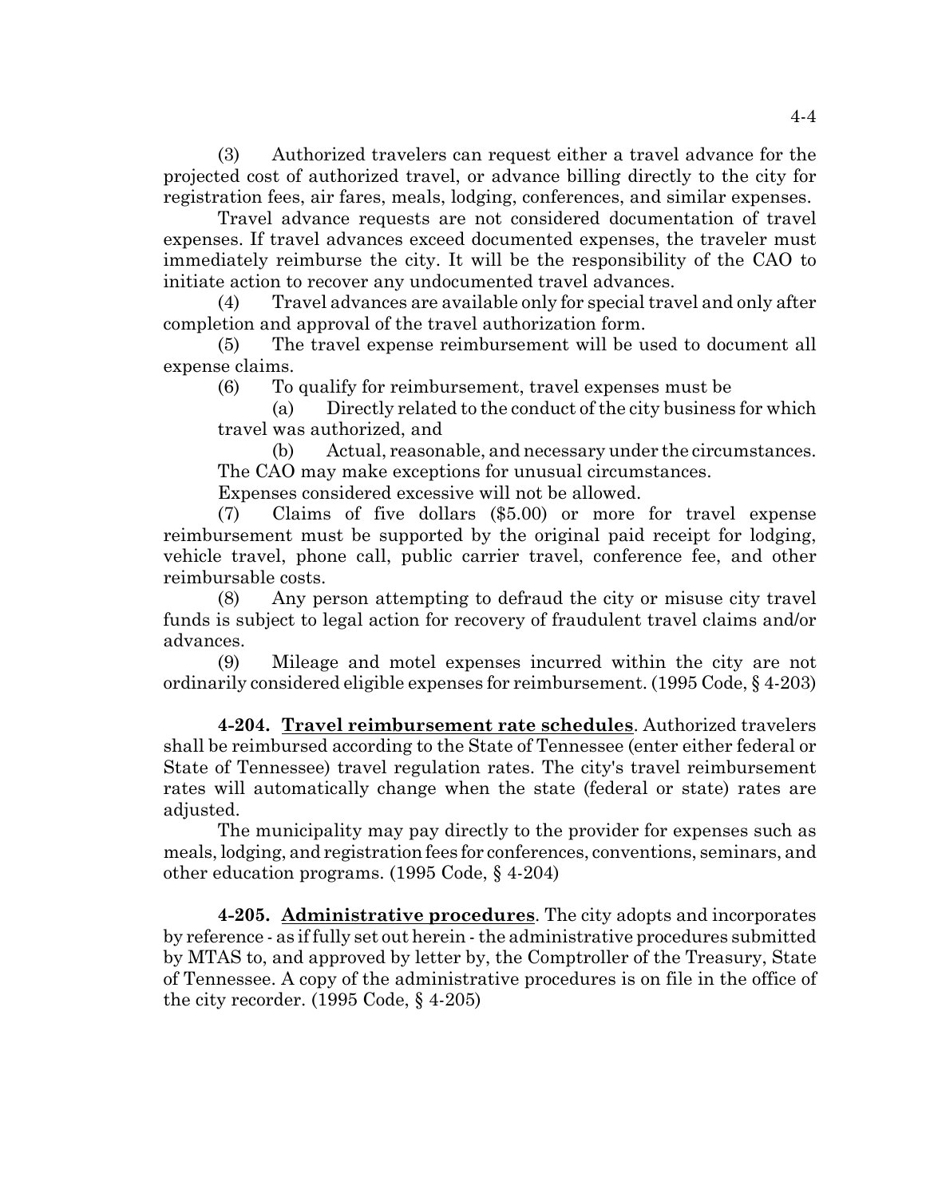(3) Authorized travelers can request either a travel advance for the projected cost of authorized travel, or advance billing directly to the city for registration fees, air fares, meals, lodging, conferences, and similar expenses.

Travel advance requests are not considered documentation of travel expenses. If travel advances exceed documented expenses, the traveler must immediately reimburse the city. It will be the responsibility of the CAO to initiate action to recover any undocumented travel advances.

(4) Travel advances are available only for special travel and only after completion and approval of the travel authorization form.

(5) The travel expense reimbursement will be used to document all expense claims.

(6) To qualify for reimbursement, travel expenses must be

(a) Directly related to the conduct of the city business for which travel was authorized, and

(b) Actual, reasonable, and necessary under the circumstances. The CAO may make exceptions for unusual circumstances.

Expenses considered excessive will not be allowed.

(7) Claims of five dollars ($5.00) or more for travel expense reimbursement must be supported by the original paid receipt for lodging, vehicle travel, phone call, public carrier travel, conference fee, and other reimbursable costs.

(8) Any person attempting to defraud the city or misuse city travel funds is subject to legal action for recovery of fraudulent travel claims and/or advances.

(9) Mileage and motel expenses incurred within the city are not ordinarily considered eligible expenses for reimbursement. (1995 Code, § 4-203)

**4-204. Travel reimbursement rate schedules**. Authorized travelers shall be reimbursed according to the State of Tennessee (enter either federal or State of Tennessee) travel regulation rates. The city's travel reimbursement rates will automatically change when the state (federal or state) rates are adjusted.

The municipality may pay directly to the provider for expenses such as meals, lodging, and registration fees for conferences, conventions, seminars, and other education programs. (1995 Code, § 4-204)

**4-205. Administrative procedures**. The city adopts and incorporates by reference - as if fully set out herein - the administrative procedures submitted by MTAS to, and approved by letter by, the Comptroller of the Treasury, State of Tennessee. A copy of the administrative procedures is on file in the office of the city recorder. (1995 Code, § 4-205)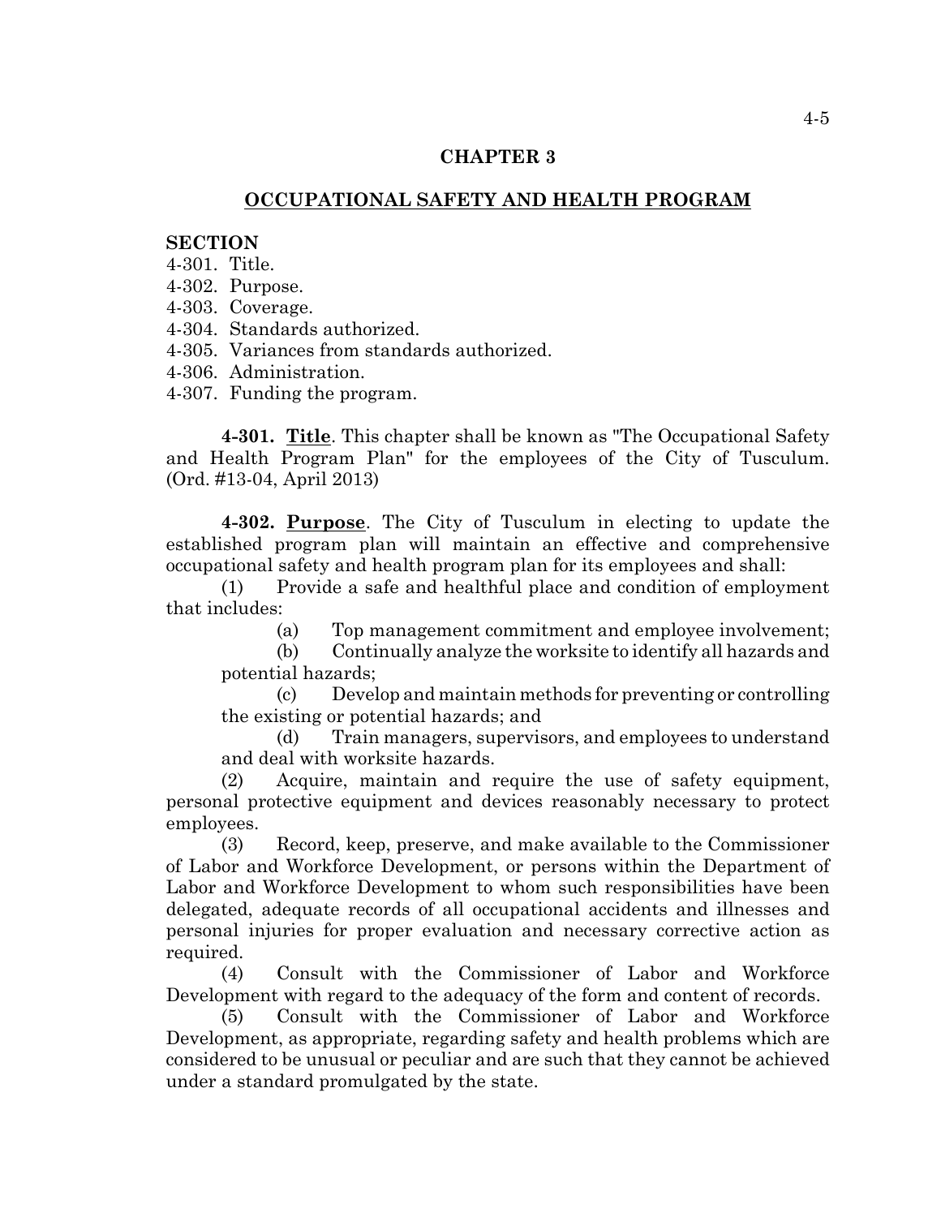## CHAPTER 3

## OCCUPATIONAL SAFETY AND HEALTH PROGRAM

**SECTION**
4-301. Title.
4-302. Purpose.
4-303. Coverage.
4-304. Standards authorized.
4-305. Variances from standards authorized.
4-306. Administration.
4-307. Funding the program.

**4-301. Title**. This chapter shall be known as "The Occupational Safety and Health Program Plan" for the employees of the City of Tusculum. (Ord. #13-04, April 2013)

**4-302. Purpose**. The City of Tusculum in electing to update the established program plan will maintain an effective and comprehensive occupational safety and health program plan for its employees and shall:

(1) Provide a safe and healthful place and condition of employment that includes:

(a) Top management commitment and employee involvement;

(b) Continually analyze the worksite to identify all hazards and potential hazards;

(c) Develop and maintain methods for preventing or controlling the existing or potential hazards; and

(d) Train managers, supervisors, and employees to understand and deal with worksite hazards.

(2) Acquire, maintain and require the use of safety equipment, personal protective equipment and devices reasonably necessary to protect employees.

(3) Record, keep, preserve, and make available to the Commissioner of Labor and Workforce Development, or persons within the Department of Labor and Workforce Development to whom such responsibilities have been delegated, adequate records of all occupational accidents and illnesses and personal injuries for proper evaluation and necessary corrective action as required.

(4) Consult with the Commissioner of Labor and Workforce Development with regard to the adequacy of the form and content of records.

(5) Consult with the Commissioner of Labor and Workforce Development, as appropriate, regarding safety and health problems which are considered to be unusual or peculiar and are such that they cannot be achieved under a standard promulgated by the state.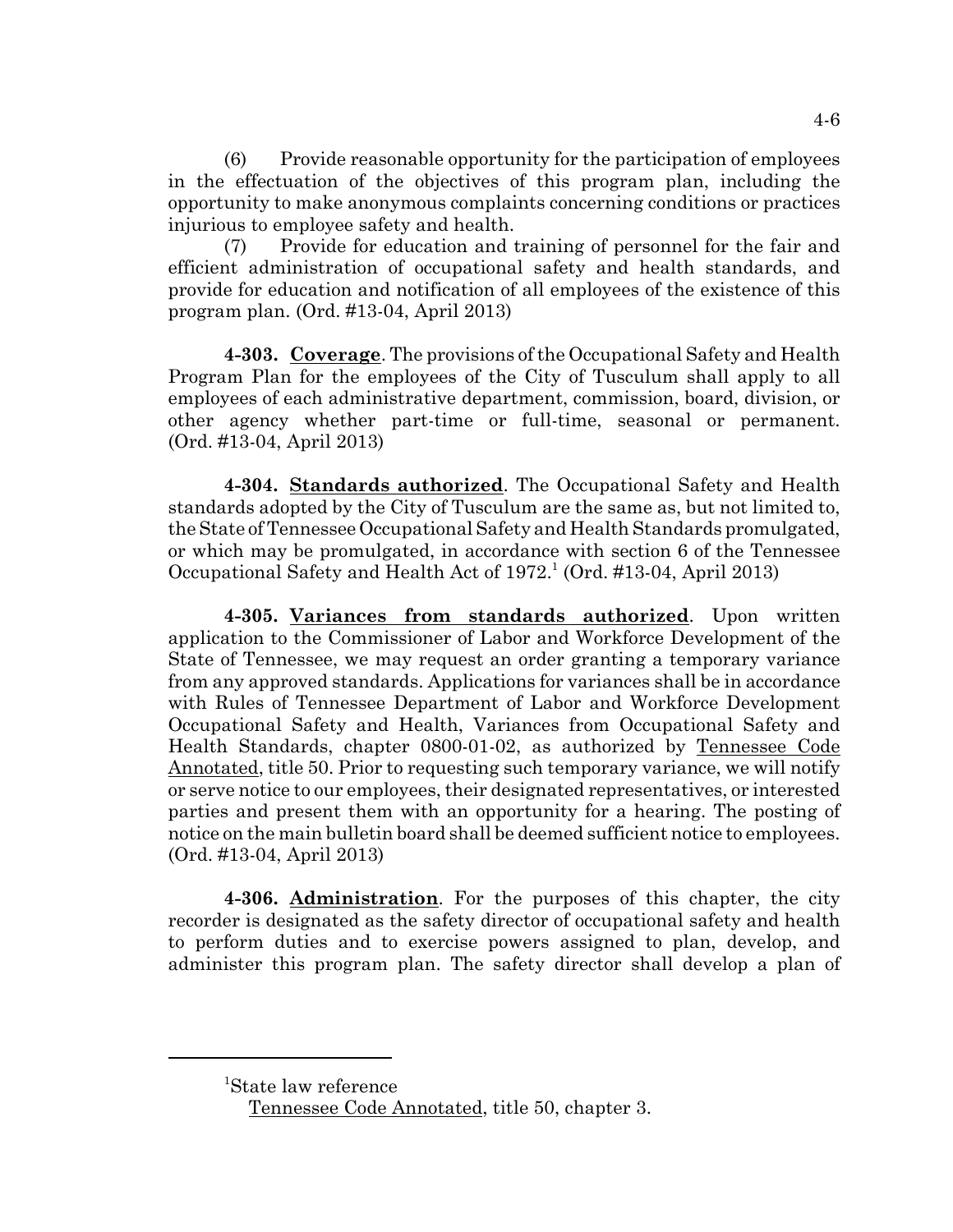(6) Provide reasonable opportunity for the participation of employees in the effectuation of the objectives of this program plan, including the opportunity to make anonymous complaints concerning conditions or practices injurious to employee safety and health.

(7) Provide for education and training of personnel for the fair and efficient administration of occupational safety and health standards, and provide for education and notification of all employees of the existence of this program plan. (Ord. #13-04, April 2013)

**4-303. Coverage**. The provisions of the Occupational Safety and Health Program Plan for the employees of the City of Tusculum shall apply to all employees of each administrative department, commission, board, division, or other agency whether part-time or full-time, seasonal or permanent. (Ord. #13-04, April 2013)

**4-304. Standards authorized**. The Occupational Safety and Health standards adopted by the City of Tusculum are the same as, but not limited to, the State of Tennessee Occupational Safety and Health Standards promulgated, or which may be promulgated, in accordance with section 6 of the Tennessee Occupational Safety and Health Act of 1972.[1] (Ord. #13-04, April 2013)

**4-305. Variances from standards authorized**. Upon written application to the Commissioner of Labor and Workforce Development of the State of Tennessee, we may request an order granting a temporary variance from any approved standards. Applications for variances shall be in accordance with Rules of Tennessee Department of Labor and Workforce Development Occupational Safety and Health, Variances from Occupational Safety and Health Standards, chapter 0800-01-02, as authorized by Tennessee Code Annotated, title 50. Prior to requesting such temporary variance, we will notify or serve notice to our employees, their designated representatives, or interested parties and present them with an opportunity for a hearing. The posting of notice on the main bulletin board shall be deemed sufficient notice to employees. (Ord. #13-04, April 2013)

**4-306. Administration**. For the purposes of this chapter, the city recorder is designated as the safety director of occupational safety and health to perform duties and to exercise powers assigned to plan, develop, and administer this program plan. The safety director shall develop a plan of

---

[1] State law reference

Tennessee Code Annotated, title 50, chapter 3.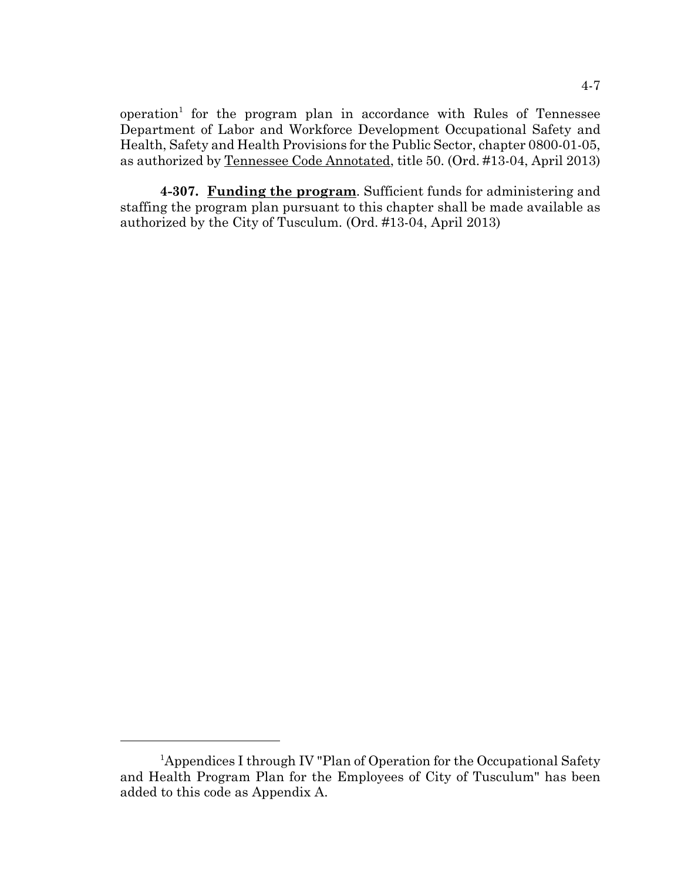operation[1] for the program plan in accordance with Rules of Tennessee Department of Labor and Workforce Development Occupational Safety and Health, Safety and Health Provisions for the Public Sector, chapter 0800-01-05, as authorized by Tennessee Code Annotated, title 50. (Ord. #13-04, April 2013)

**4-307. Funding the program**. Sufficient funds for administering and staffing the program plan pursuant to this chapter shall be made available as authorized by the City of Tusculum. (Ord. #13-04, April 2013)

---

[1]Appendices I through IV "Plan of Operation for the Occupational Safety and Health Program Plan for the Employees of City of Tusculum" has been added to this code as Appendix A.